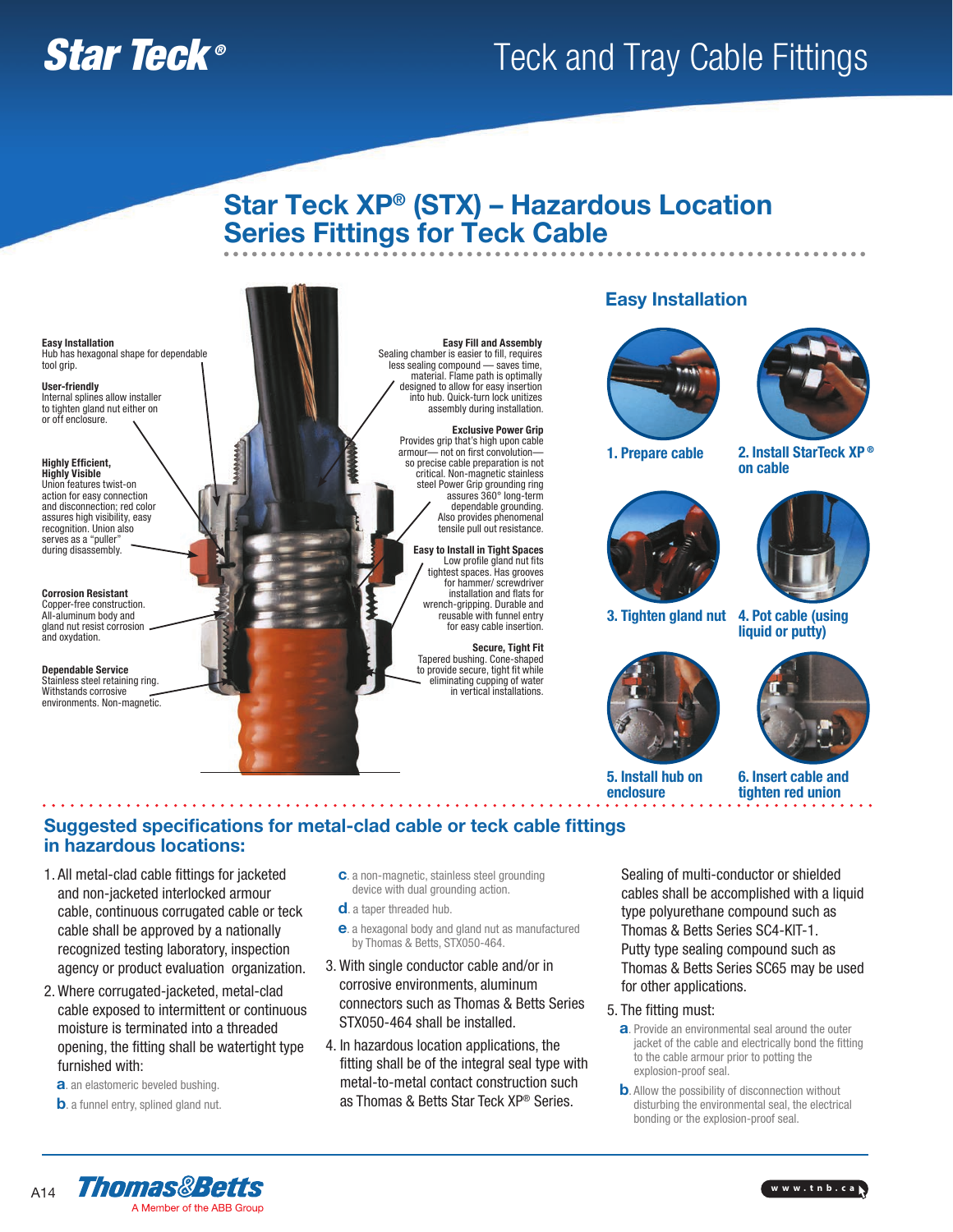# Teck and Tray Cable Fittings

## Star Teck XP® (STX) – Hazardous Location Series Fittings for Teck Cable

**Easy Installation**
Hub has hexagonal shape for dependable tool grip.

**User-friendly**
Internal splines allow installer to tighten gland nut either on or off enclosure.

**Highly Efficient, Highly Visible**
Union features twist-on action for easy connection and disconnection; red color assures high visibility, easy recognition. Union also serves as a "puller" during disassembly.

**Corrosion Resistant**
Copper-free construction. All-aluminum body and gland nut resist corrosion and oxydation.

**Dependable Service**
Stainless steel retaining ring. Withstands corrosive environments. Non-magnetic.

**Easy Fill and Assembly**
Sealing chamber is easier to fill, requires less sealing compound — saves time, material. Flame path is optimally designed to allow for easy insertion into hub. Quick-turn lock unitizes assembly during installation.

**Exclusive Power Grip**
Provides grip that's high upon cable armour— not on first convolution— so precise cable preparation is not critical. Non-magnetic stainless steel Power Grip grounding ring assures 360° long-term dependable grounding. Also provides phenomenal tensile pull out resistance.

**Easy to Install in Tight Spaces**
Low profile gland nut fits tightest spaces. Has grooves for hammer/ screwdriver installation and flats for wrench-gripping. Durable and reusable with funnel entry for easy cable insertion.

**Secure, Tight Fit**
Tapered bushing. Cone-shaped to provide secure, tight fit while eliminating cupping of water in vertical installations.

### Easy Installation

1. Prepare cable
2. Install StarTeck XP® on cable
3. Tighten gland nut
4. Pot cable (using liquid or putty)
5. Install hub on enclosure
6. Insert cable and tighten red union

## Suggested specifications for metal-clad cable or teck cable fittings in hazardous locations:

1. All metal-clad cable fittings for jacketed and non-jacketed interlocked armour cable, continuous corrugated cable or teck cable shall be approved by a nationally recognized testing laboratory, inspection agency or product evaluation organization.
2. Where corrugated-jacketed, metal-clad cable exposed to intermittent or continuous moisture is terminated into a threaded opening, the fitting shall be watertight type furnished with:
   - **a**. an elastomeric beveled bushing.
   - **b**. a funnel entry, splined gland nut.
   - **c**. a non-magnetic, stainless steel grounding device with dual grounding action.
   - **d**. a taper threaded hub.
   - **e**. a hexagonal body and gland nut as manufactured by Thomas & Betts, STX050-464.
3. With single conductor cable and/or in corrosive environments, aluminum connectors such as Thomas & Betts Series STX050-464 shall be installed.
4. In hazardous location applications, the fitting shall be of the integral seal type with metal-to-metal contact construction such as Thomas & Betts Star Teck XP® Series.

Sealing of multi-conductor or shielded cables shall be accomplished with a liquid type polyurethane compound such as Thomas & Betts Series SC4-KIT-1. Putty type sealing compound such as Thomas & Betts Series SC65 may be used for other applications.

5. The fitting must:
   - **a**. Provide an environmental seal around the outer jacket of the cable and electrically bond the fitting to the cable armour prior to potting the explosion-proof seal.
   - **b**. Allow the possibility of disconnection without disturbing the environmental seal, the electrical bonding or the explosion-proof seal.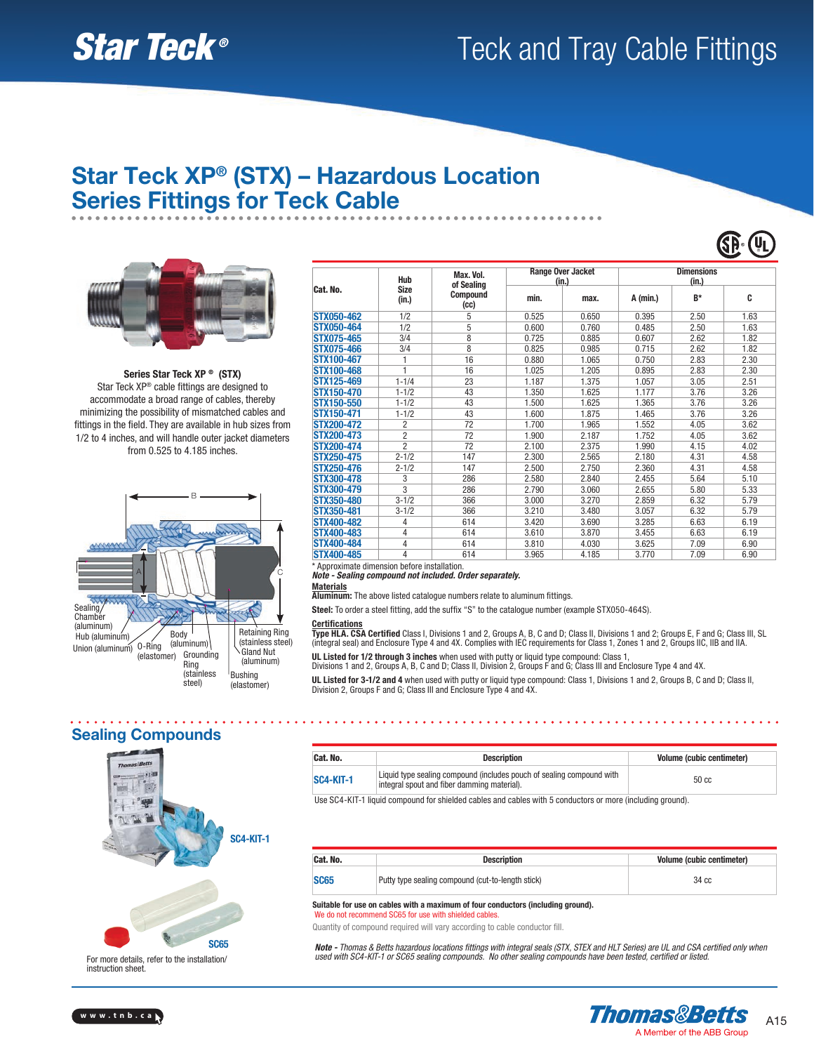# Star Teck®

## Teck and Tray Cable Fittings

## Star Teck XP® (STX) – Hazardous Location Series Fittings for Teck Cable

**Series Star Teck XP® (STX)**
Star Teck XP® cable fittings are designed to accommodate a broad range of cables, thereby minimizing the possibility of mismatched cables and fittings in the field. They are available in hub sizes from 1/2 to 4 inches, and will handle outer jacket diameters from 0.525 to 4.185 inches.

B

A

C

Sealing Chamber (aluminum)
Hub (aluminum)
Union (aluminum)
O-Ring (elastomer)
Body (aluminum)
Grounding Ring (stainless steel)
Retaining Ring (stainless steel)
Gland Nut (aluminum)
Bushing (elastomer)

| Cat. No. | Hub Size (in.) | Max. Vol. of Sealing Compound (cc) | Range Over Jacket (in.) | | Dimensions (in.) | | |
|---|---|---|---|---|---|---|---|
| | | | min. | max. | A (min.) | B* | C |
| STX050-462 | 1/2 | 5 | 0.525 | 0.650 | 0.395 | 2.50 | 1.63 |
| STX050-464 | 1/2 | 5 | 0.600 | 0.760 | 0.485 | 2.50 | 1.63 |
| STX075-465 | 3/4 | 8 | 0.725 | 0.885 | 0.607 | 2.62 | 1.82 |
| STX075-466 | 3/4 | 8 | 0.825 | 0.985 | 0.715 | 2.62 | 1.82 |
| STX100-467 | 1 | 16 | 0.880 | 1.065 | 0.750 | 2.83 | 2.30 |
| STX100-468 | 1 | 16 | 1.025 | 1.205 | 0.895 | 2.83 | 2.30 |
| STX125-469 | 1-1/4 | 23 | 1.187 | 1.375 | 1.057 | 3.05 | 2.51 |
| STX150-470 | 1-1/2 | 43 | 1.350 | 1.625 | 1.177 | 3.76 | 3.26 |
| STX150-550 | 1-1/2 | 43 | 1.500 | 1.625 | 1.365 | 3.76 | 3.26 |
| STX150-471 | 1-1/2 | 43 | 1.600 | 1.875 | 1.465 | 3.76 | 3.26 |
| STX200-472 | 2 | 72 | 1.700 | 1.965 | 1.552 | 4.05 | 3.62 |
| STX200-473 | 2 | 72 | 1.900 | 2.187 | 1.752 | 4.05 | 3.62 |
| STX200-474 | 2 | 72 | 2.100 | 2.375 | 1.990 | 4.15 | 4.02 |
| STX250-475 | 2-1/2 | 147 | 2.300 | 2.565 | 2.180 | 4.31 | 4.58 |
| STX250-476 | 2-1/2 | 147 | 2.500 | 2.750 | 2.360 | 4.31 | 4.58 |
| STX300-478 | 3 | 286 | 2.580 | 2.840 | 2.455 | 5.64 | 5.10 |
| STX300-479 | 3 | 286 | 2.790 | 3.060 | 2.655 | 5.80 | 5.33 |
| STX350-480 | 3-1/2 | 366 | 3.000 | 3.270 | 2.859 | 6.32 | 5.79 |
| STX350-481 | 3-1/2 | 366 | 3.210 | 3.480 | 3.057 | 6.32 | 5.79 |
| STX400-482 | 4 | 614 | 3.420 | 3.690 | 3.285 | 6.63 | 6.19 |
| STX400-483 | 4 | 614 | 3.610 | 3.870 | 3.455 | 6.63 | 6.19 |
| STX400-484 | 4 | 614 | 3.810 | 4.030 | 3.625 | 7.09 | 6.90 |
| STX400-485 | 4 | 614 | 3.965 | 4.185 | 3.770 | 7.09 | 6.90 |

* Approximate dimension before installation.
***Note - Sealing compound not included. Order separately.***

**Materials**
**Aluminum:** The above listed catalogue numbers relate to aluminum fittings.

**Steel:** To order a steel fitting, add the suffix "S" to the catalogue number (example STX050-464S).

**Certifications**
**Type HLA. CSA Certified** Class I, Divisions 1 and 2, Groups A, B, C and D; Class II, Divisions 1 and 2; Groups E, F and G; Class III, SL (integral seal) and Enclosure Type 4 and 4X. Complies with IEC requirements for Class 1, Zones 1 and 2, Groups IIC, IIB and IIA.

**UL Listed for 1/2 through 3 inches** when used with putty or liquid type compound: Class 1, Divisions 1 and 2, Groups A, B, C and D; Class II, Division 2, Groups F and G; Class III and Enclosure Type 4 and 4X.

**UL Listed for 3-1/2 and 4** when used with putty or liquid type compound: Class 1, Divisions 1 and 2, Groups B, C and D; Class II, Division 2, Groups F and G; Class III and Enclosure Type 4 and 4X.

## Sealing Compounds

SC4-KIT-1

| Cat. No. | Description | Volume (cubic centimeter) |
|---|---|---|
| SC4-KIT-1 | Liquid type sealing compound (includes pouch of sealing compound with integral spout and fiber damming material). | 50 cc |

Use SC4-KIT-1 liquid compound for shielded cables and cables with 5 conductors or more (including ground).

SC65

| Cat. No. | Description | Volume (cubic centimeter) |
|---|---|---|
| SC65 | Putty type sealing compound (cut-to-length stick) | 34 cc |

**Suitable for use on cables with a maximum of four conductors (including ground).**
We do not recommend SC65 for use with shielded cables.
Quantity of compound required will vary according to cable conductor fill.

For more details, refer to the installation/ instruction sheet.

***Note -** Thomas & Betts hazardous locations fittings with integral seals (STX, STEX and HLT Series) are UL and CSA certified only when used with SC4-KIT-1 or SC65 sealing compounds. No other sealing compounds have been tested, certified or listed.*

www.tnb.ca

Thomas&Betts
A Member of the ABB Group